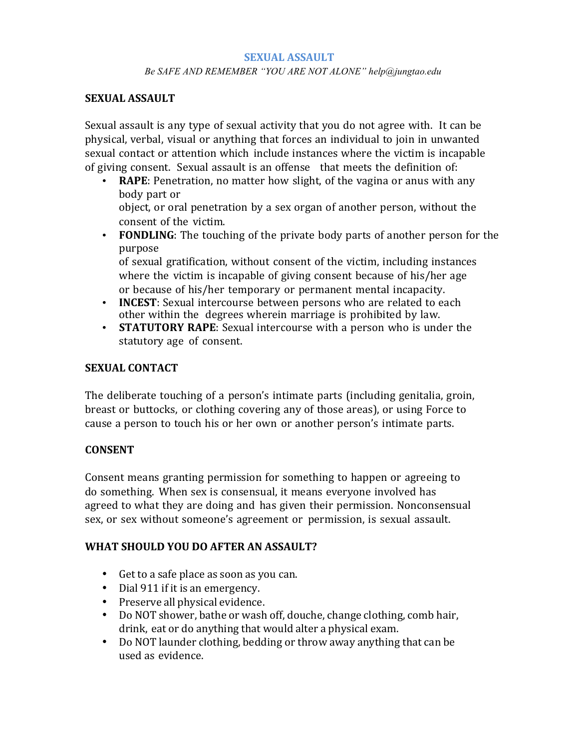# SEXUAL ASSAULT

*Be SAFE AND REMEMBER "YOU ARE NOT ALONE" help@jungtao.edu*

## SEXUAL ASSAULT

Sexual assault is any type of sexual activity that you do not agree with. It can be physical, verbal, visual or anything that forces an individual to join in unwanted sexual contact or attention which include instances where the victim is incapable of giving consent. Sexual assault is an offense that meets the definition of:

- **RAPE**: Penetration, no matter how slight, of the vagina or anus with any body part or object, or oral penetration by a sex organ of another person, without the consent of the victim.
- **FONDLING**: The touching of the private body parts of another person for the purpose of sexual gratification, without consent of the victim, including instances where the victim is incapable of giving consent because of his/her age or because of his/her temporary or permanent mental incapacity.
- **INCEST**: Sexual intercourse between persons who are related to each other within the degrees wherein marriage is prohibited by law.
- **STATUTORY RAPE**: Sexual intercourse with a person who is under the statutory age of consent.

## SEXUAL CONTACT

The deliberate touching of a person's intimate parts (including genitalia, groin, breast or buttocks, or clothing covering any of those areas), or using Force to cause a person to touch his or her own or another person's intimate parts.

## CONSENT

Consent means granting permission for something to happen or agreeing to do something. When sex is consensual, it means everyone involved has agreed to what they are doing and has given their permission. Nonconsensual sex, or sex without someone's agreement or permission, is sexual assault.

## WHAT SHOULD YOU DO AFTER AN ASSAULT?

- Get to a safe place as soon as you can.
- Dial 911 if it is an emergency.
- Preserve all physical evidence.
- Do NOT shower, bathe or wash off, douche, change clothing, comb hair, drink, eat or do anything that would alter a physical exam.
- Do NOT launder clothing, bedding or throw away anything that can be used as evidence.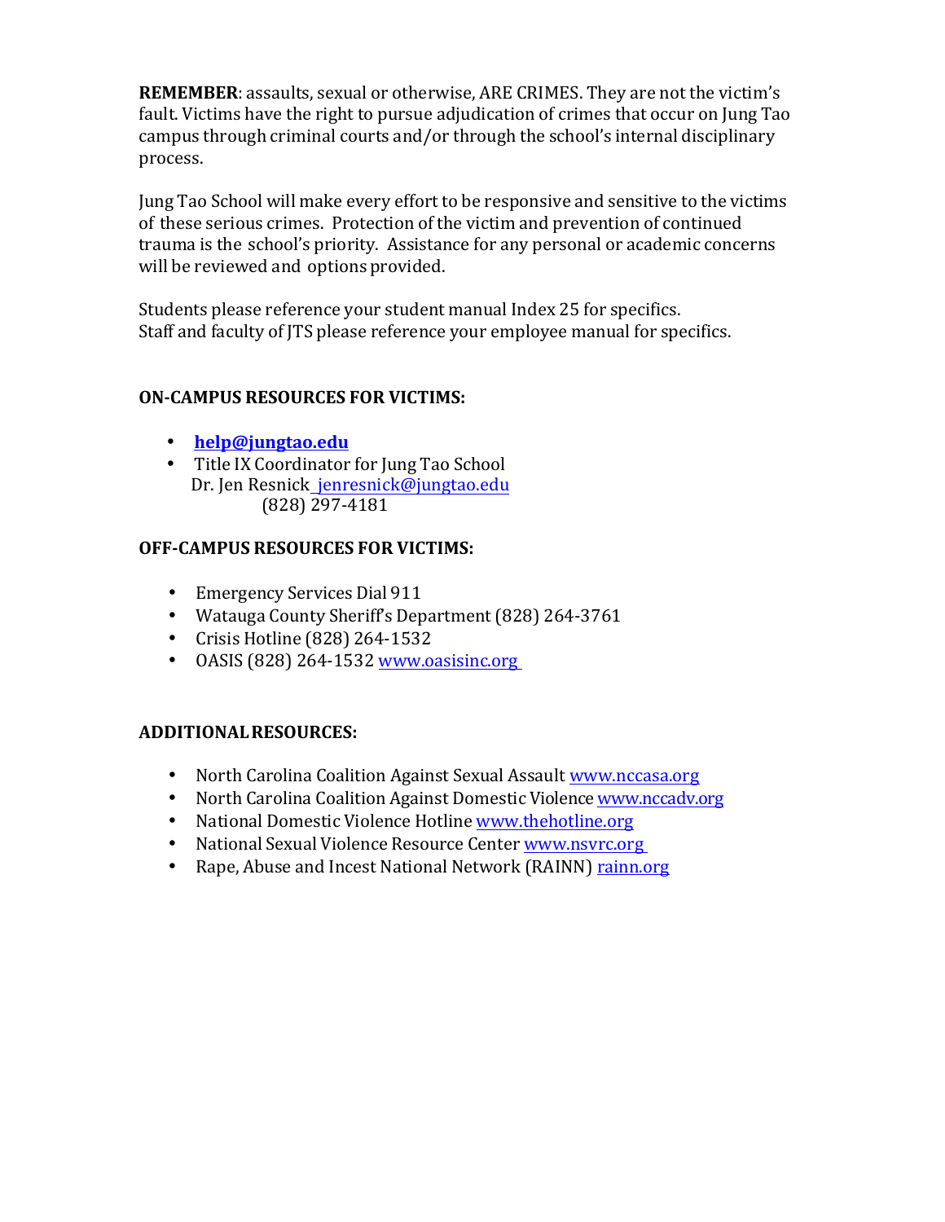**REMEMBER**: assaults, sexual or otherwise, ARE CRIMES. They are not the victim's fault. Victims have the right to pursue adjudication of crimes that occur on Jung Tao campus through criminal courts and/or through the school's internal disciplinary process.

Jung Tao School will make every effort to be responsive and sensitive to the victims of these serious crimes. Protection of the victim and prevention of continued trauma is the school's priority. Assistance for any personal or academic concerns will be reviewed and options provided.

Students please reference your student manual Index 25 for specifics.
Staff and faculty of JTS please reference your employee manual for specifics.

**ON-CAMPUS RESOURCES FOR VICTIMS:**

- **help@jungtao.edu**
- Title IX Coordinator for Jung Tao School
  Dr. Jen Resnick jenresnick@jungtao.edu
  (828) 297-4181

**OFF-CAMPUS RESOURCES FOR VICTIMS:**

- Emergency Services Dial 911
- Watauga County Sheriff's Department (828) 264-3761
- Crisis Hotline (828) 264-1532
- OASIS (828) 264-1532 www.oasisinc.org

**ADDITIONAL RESOURCES:**

- North Carolina Coalition Against Sexual Assault www.nccasa.org
- North Carolina Coalition Against Domestic Violence www.nccadv.org
- National Domestic Violence Hotline www.thehotline.org
- National Sexual Violence Resource Center www.nsvrc.org
- Rape, Abuse and Incest National Network (RAINN) rainn.org